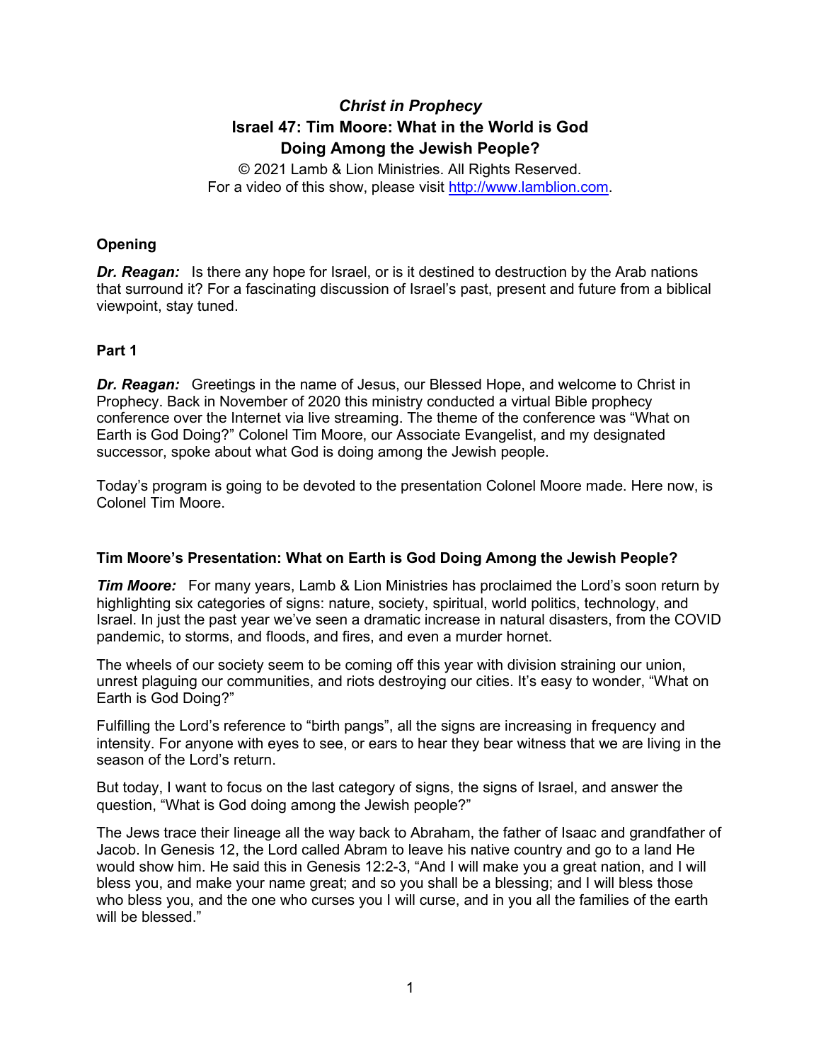# *Christ in Prophecy*
# Israel 47: Tim Moore: What in the World is God Doing Among the Jewish People?

© 2021 Lamb & Lion Ministries. All Rights Reserved.
For a video of this show, please visit http://www.lamblion.com.

## Opening

***Dr. Reagan:*** Is there any hope for Israel, or is it destined to destruction by the Arab nations that surround it? For a fascinating discussion of Israel's past, present and future from a biblical viewpoint, stay tuned.

## Part 1

***Dr. Reagan:*** Greetings in the name of Jesus, our Blessed Hope, and welcome to Christ in Prophecy. Back in November of 2020 this ministry conducted a virtual Bible prophecy conference over the Internet via live streaming. The theme of the conference was "What on Earth is God Doing?" Colonel Tim Moore, our Associate Evangelist, and my designated successor, spoke about what God is doing among the Jewish people.

Today's program is going to be devoted to the presentation Colonel Moore made. Here now, is Colonel Tim Moore.

## Tim Moore's Presentation: What on Earth is God Doing Among the Jewish People?

***Tim Moore:*** For many years, Lamb & Lion Ministries has proclaimed the Lord's soon return by highlighting six categories of signs: nature, society, spiritual, world politics, technology, and Israel. In just the past year we've seen a dramatic increase in natural disasters, from the COVID pandemic, to storms, and floods, and fires, and even a murder hornet.

The wheels of our society seem to be coming off this year with division straining our union, unrest plaguing our communities, and riots destroying our cities. It's easy to wonder, "What on Earth is God Doing?"

Fulfilling the Lord's reference to "birth pangs", all the signs are increasing in frequency and intensity. For anyone with eyes to see, or ears to hear they bear witness that we are living in the season of the Lord's return.

But today, I want to focus on the last category of signs, the signs of Israel, and answer the question, "What is God doing among the Jewish people?"

The Jews trace their lineage all the way back to Abraham, the father of Isaac and grandfather of Jacob. In Genesis 12, the Lord called Abram to leave his native country and go to a land He would show him. He said this in Genesis 12:2-3, "And I will make you a great nation, and I will bless you, and make your name great; and so you shall be a blessing; and I will bless those who bless you, and the one who curses you I will curse, and in you all the families of the earth will be blessed."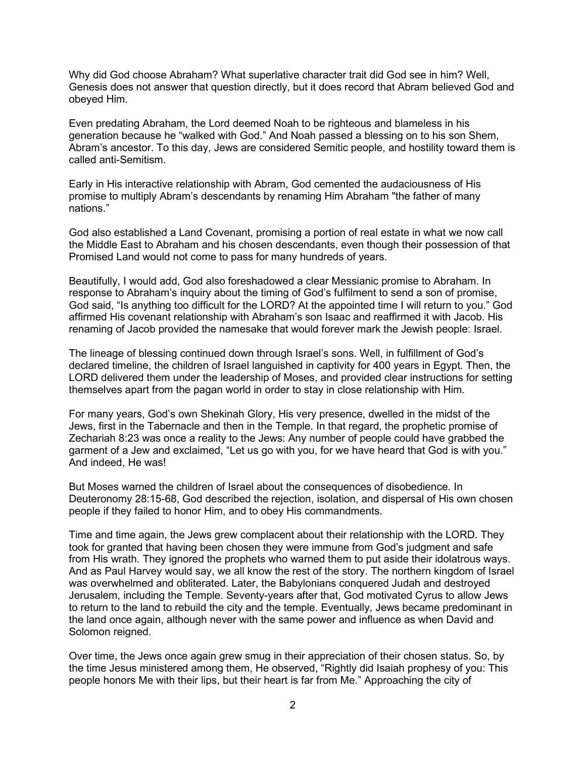Why did God choose Abraham? What superlative character trait did God see in him? Well, Genesis does not answer that question directly, but it does record that Abram believed God and obeyed Him.

Even predating Abraham, the Lord deemed Noah to be righteous and blameless in his generation because he "walked with God." And Noah passed a blessing on to his son Shem, Abram's ancestor. To this day, Jews are considered Semitic people, and hostility toward them is called anti-Semitism.

Early in His interactive relationship with Abram, God cemented the audaciousness of His promise to multiply Abram's descendants by renaming Him Abraham "the father of many nations."

God also established a Land Covenant, promising a portion of real estate in what we now call the Middle East to Abraham and his chosen descendants, even though their possession of that Promised Land would not come to pass for many hundreds of years.

Beautifully, I would add, God also foreshadowed a clear Messianic promise to Abraham. In response to Abraham's inquiry about the timing of God's fulfilment to send a son of promise, God said, "Is anything too difficult for the LORD? At the appointed time I will return to you." God affirmed His covenant relationship with Abraham's son Isaac and reaffirmed it with Jacob. His renaming of Jacob provided the namesake that would forever mark the Jewish people: Israel.

The lineage of blessing continued down through Israel's sons. Well, in fulfillment of God's declared timeline, the children of Israel languished in captivity for 400 years in Egypt. Then, the LORD delivered them under the leadership of Moses, and provided clear instructions for setting themselves apart from the pagan world in order to stay in close relationship with Him.

For many years, God's own Shekinah Glory, His very presence, dwelled in the midst of the Jews, first in the Tabernacle and then in the Temple. In that regard, the prophetic promise of Zechariah 8:23 was once a reality to the Jews: Any number of people could have grabbed the garment of a Jew and exclaimed, "Let us go with you, for we have heard that God is with you." And indeed, He was!

But Moses warned the children of Israel about the consequences of disobedience. In Deuteronomy 28:15-68, God described the rejection, isolation, and dispersal of His own chosen people if they failed to honor Him, and to obey His commandments.

Time and time again, the Jews grew complacent about their relationship with the LORD. They took for granted that having been chosen they were immune from God's judgment and safe from His wrath. They ignored the prophets who warned them to put aside their idolatrous ways. And as Paul Harvey would say, we all know the rest of the story. The northern kingdom of Israel was overwhelmed and obliterated. Later, the Babylonians conquered Judah and destroyed Jerusalem, including the Temple. Seventy-years after that, God motivated Cyrus to allow Jews to return to the land to rebuild the city and the temple. Eventually, Jews became predominant in the land once again, although never with the same power and influence as when David and Solomon reigned.

Over time, the Jews once again grew smug in their appreciation of their chosen status. So, by the time Jesus ministered among them, He observed, "Rightly did Isaiah prophesy of you: This people honors Me with their lips, but their heart is far from Me." Approaching the city of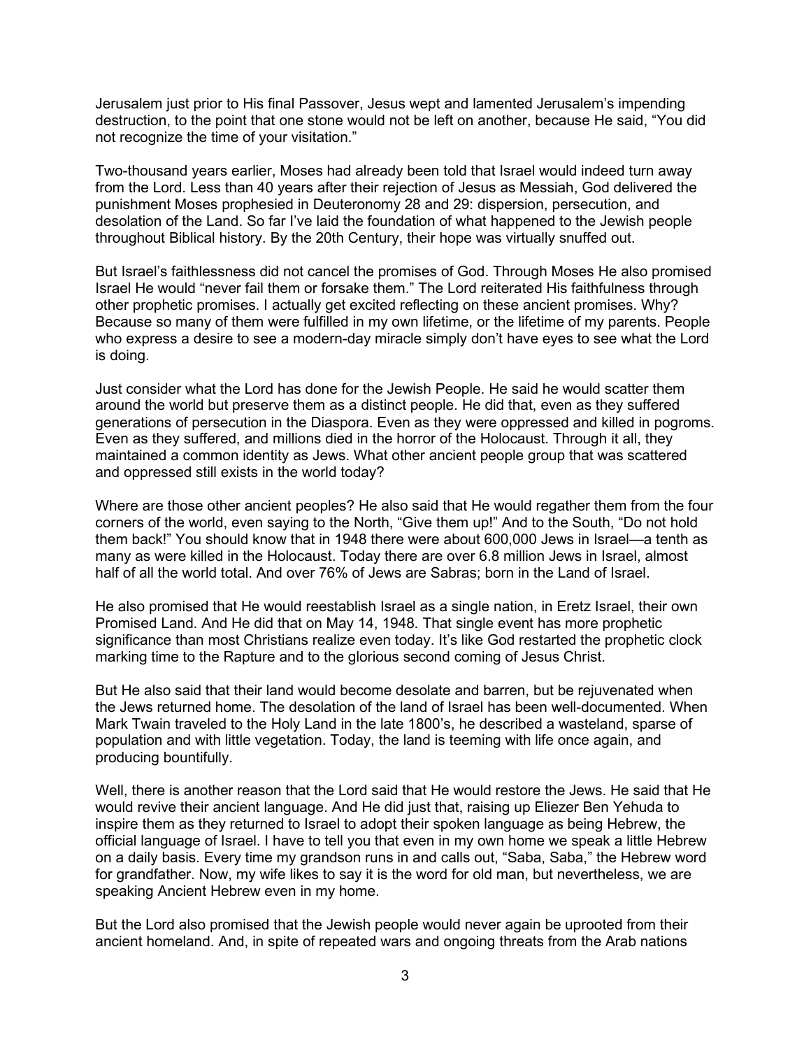Jerusalem just prior to His final Passover, Jesus wept and lamented Jerusalem's impending destruction, to the point that one stone would not be left on another, because He said, "You did not recognize the time of your visitation."

Two-thousand years earlier, Moses had already been told that Israel would indeed turn away from the Lord. Less than 40 years after their rejection of Jesus as Messiah, God delivered the punishment Moses prophesied in Deuteronomy 28 and 29: dispersion, persecution, and desolation of the Land. So far I've laid the foundation of what happened to the Jewish people throughout Biblical history. By the 20th Century, their hope was virtually snuffed out.

But Israel's faithlessness did not cancel the promises of God. Through Moses He also promised Israel He would "never fail them or forsake them." The Lord reiterated His faithfulness through other prophetic promises. I actually get excited reflecting on these ancient promises. Why? Because so many of them were fulfilled in my own lifetime, or the lifetime of my parents. People who express a desire to see a modern-day miracle simply don't have eyes to see what the Lord is doing.

Just consider what the Lord has done for the Jewish People. He said he would scatter them around the world but preserve them as a distinct people. He did that, even as they suffered generations of persecution in the Diaspora. Even as they were oppressed and killed in pogroms. Even as they suffered, and millions died in the horror of the Holocaust. Through it all, they maintained a common identity as Jews. What other ancient people group that was scattered and oppressed still exists in the world today?

Where are those other ancient peoples? He also said that He would regather them from the four corners of the world, even saying to the North, "Give them up!" And to the South, "Do not hold them back!" You should know that in 1948 there were about 600,000 Jews in Israel—a tenth as many as were killed in the Holocaust. Today there are over 6.8 million Jews in Israel, almost half of all the world total. And over 76% of Jews are Sabras; born in the Land of Israel.

He also promised that He would reestablish Israel as a single nation, in Eretz Israel, their own Promised Land. And He did that on May 14, 1948. That single event has more prophetic significance than most Christians realize even today. It's like God restarted the prophetic clock marking time to the Rapture and to the glorious second coming of Jesus Christ.

But He also said that their land would become desolate and barren, but be rejuvenated when the Jews returned home. The desolation of the land of Israel has been well-documented. When Mark Twain traveled to the Holy Land in the late 1800's, he described a wasteland, sparse of population and with little vegetation. Today, the land is teeming with life once again, and producing bountifully.

Well, there is another reason that the Lord said that He would restore the Jews. He said that He would revive their ancient language. And He did just that, raising up Eliezer Ben Yehuda to inspire them as they returned to Israel to adopt their spoken language as being Hebrew, the official language of Israel. I have to tell you that even in my own home we speak a little Hebrew on a daily basis. Every time my grandson runs in and calls out, "Saba, Saba," the Hebrew word for grandfather. Now, my wife likes to say it is the word for old man, but nevertheless, we are speaking Ancient Hebrew even in my home.

But the Lord also promised that the Jewish people would never again be uprooted from their ancient homeland. And, in spite of repeated wars and ongoing threats from the Arab nations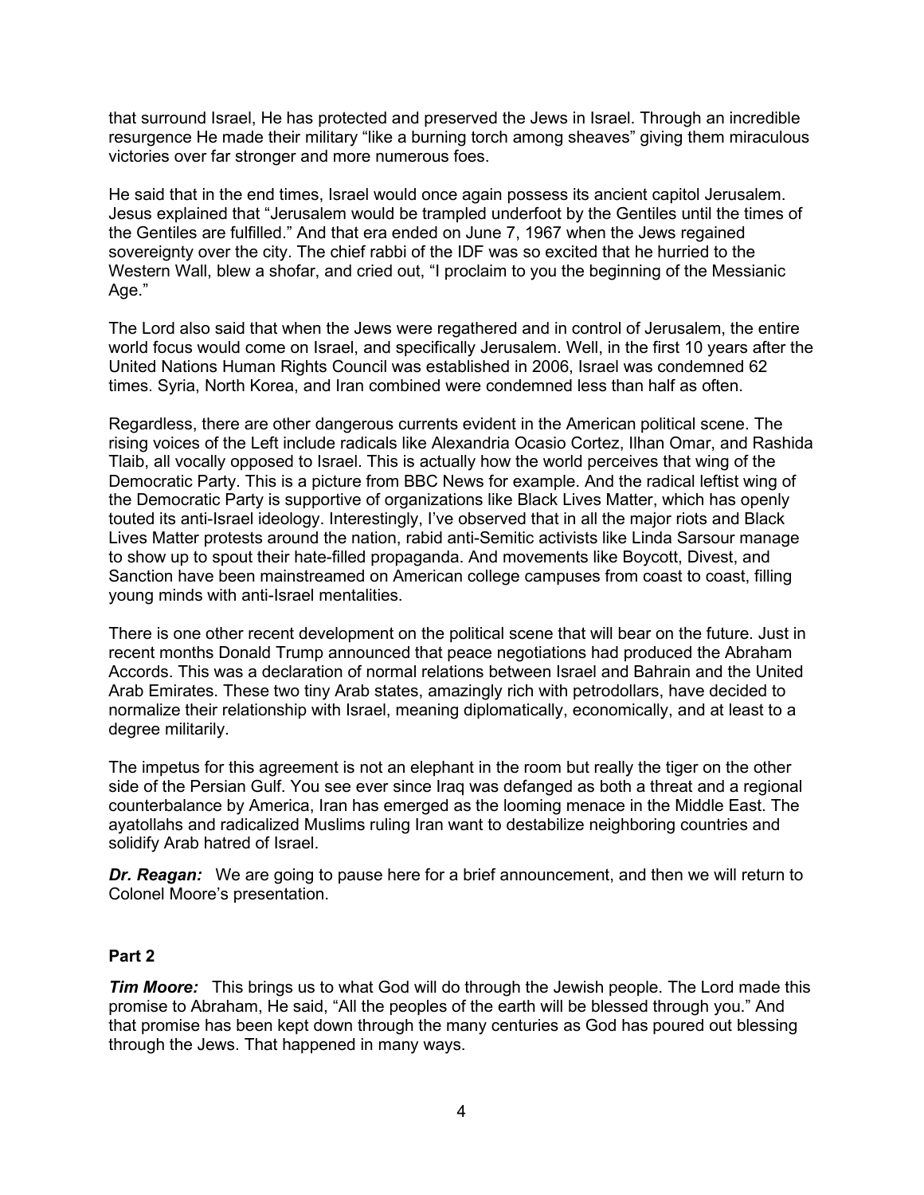that surround Israel, He has protected and preserved the Jews in Israel. Through an incredible resurgence He made their military "like a burning torch among sheaves" giving them miraculous victories over far stronger and more numerous foes.

He said that in the end times, Israel would once again possess its ancient capitol Jerusalem. Jesus explained that "Jerusalem would be trampled underfoot by the Gentiles until the times of the Gentiles are fulfilled." And that era ended on June 7, 1967 when the Jews regained sovereignty over the city. The chief rabbi of the IDF was so excited that he hurried to the Western Wall, blew a shofar, and cried out, "I proclaim to you the beginning of the Messianic Age."

The Lord also said that when the Jews were regathered and in control of Jerusalem, the entire world focus would come on Israel, and specifically Jerusalem. Well, in the first 10 years after the United Nations Human Rights Council was established in 2006, Israel was condemned 62 times. Syria, North Korea, and Iran combined were condemned less than half as often.

Regardless, there are other dangerous currents evident in the American political scene. The rising voices of the Left include radicals like Alexandria Ocasio Cortez, Ilhan Omar, and Rashida Tlaib, all vocally opposed to Israel. This is actually how the world perceives that wing of the Democratic Party. This is a picture from BBC News for example. And the radical leftist wing of the Democratic Party is supportive of organizations like Black Lives Matter, which has openly touted its anti-Israel ideology. Interestingly, I've observed that in all the major riots and Black Lives Matter protests around the nation, rabid anti-Semitic activists like Linda Sarsour manage to show up to spout their hate-filled propaganda. And movements like Boycott, Divest, and Sanction have been mainstreamed on American college campuses from coast to coast, filling young minds with anti-Israel mentalities.

There is one other recent development on the political scene that will bear on the future. Just in recent months Donald Trump announced that peace negotiations had produced the Abraham Accords. This was a declaration of normal relations between Israel and Bahrain and the United Arab Emirates. These two tiny Arab states, amazingly rich with petrodollars, have decided to normalize their relationship with Israel, meaning diplomatically, economically, and at least to a degree militarily.

The impetus for this agreement is not an elephant in the room but really the tiger on the other side of the Persian Gulf. You see ever since Iraq was defanged as both a threat and a regional counterbalance by America, Iran has emerged as the looming menace in the Middle East. The ayatollahs and radicalized Muslims ruling Iran want to destabilize neighboring countries and solidify Arab hatred of Israel.

***Dr. Reagan:*** We are going to pause here for a brief announcement, and then we will return to Colonel Moore's presentation.

## Part 2

***Tim Moore:*** This brings us to what God will do through the Jewish people. The Lord made this promise to Abraham, He said, "All the peoples of the earth will be blessed through you." And that promise has been kept down through the many centuries as God has poured out blessing through the Jews. That happened in many ways.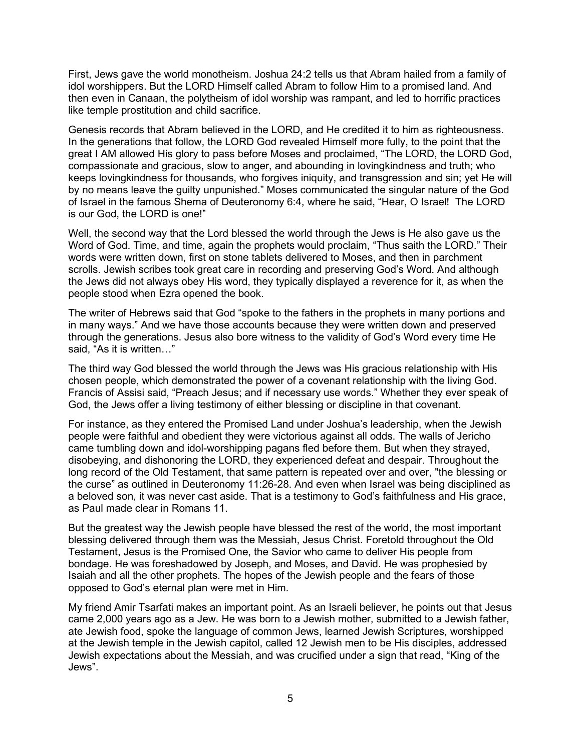First, Jews gave the world monotheism. Joshua 24:2 tells us that Abram hailed from a family of idol worshippers. But the LORD Himself called Abram to follow Him to a promised land. And then even in Canaan, the polytheism of idol worship was rampant, and led to horrific practices like temple prostitution and child sacrifice.

Genesis records that Abram believed in the LORD, and He credited it to him as righteousness. In the generations that follow, the LORD God revealed Himself more fully, to the point that the great I AM allowed His glory to pass before Moses and proclaimed, "The LORD, the LORD God, compassionate and gracious, slow to anger, and abounding in lovingkindness and truth; who keeps lovingkindness for thousands, who forgives iniquity, and transgression and sin; yet He will by no means leave the guilty unpunished." Moses communicated the singular nature of the God of Israel in the famous Shema of Deuteronomy 6:4, where he said, "Hear, O Israel! The LORD is our God, the LORD is one!"

Well, the second way that the Lord blessed the world through the Jews is He also gave us the Word of God. Time, and time, again the prophets would proclaim, "Thus saith the LORD." Their words were written down, first on stone tablets delivered to Moses, and then in parchment scrolls. Jewish scribes took great care in recording and preserving God's Word. And although the Jews did not always obey His word, they typically displayed a reverence for it, as when the people stood when Ezra opened the book.

The writer of Hebrews said that God "spoke to the fathers in the prophets in many portions and in many ways." And we have those accounts because they were written down and preserved through the generations. Jesus also bore witness to the validity of God's Word every time He said, "As it is written…"

The third way God blessed the world through the Jews was His gracious relationship with His chosen people, which demonstrated the power of a covenant relationship with the living God. Francis of Assisi said, "Preach Jesus; and if necessary use words." Whether they ever speak of God, the Jews offer a living testimony of either blessing or discipline in that covenant.

For instance, as they entered the Promised Land under Joshua's leadership, when the Jewish people were faithful and obedient they were victorious against all odds. The walls of Jericho came tumbling down and idol-worshipping pagans fled before them. But when they strayed, disobeying, and dishonoring the LORD, they experienced defeat and despair. Throughout the long record of the Old Testament, that same pattern is repeated over and over, "the blessing or the curse" as outlined in Deuteronomy 11:26-28. And even when Israel was being disciplined as a beloved son, it was never cast aside. That is a testimony to God's faithfulness and His grace, as Paul made clear in Romans 11.

But the greatest way the Jewish people have blessed the rest of the world, the most important blessing delivered through them was the Messiah, Jesus Christ. Foretold throughout the Old Testament, Jesus is the Promised One, the Savior who came to deliver His people from bondage. He was foreshadowed by Joseph, and Moses, and David. He was prophesied by Isaiah and all the other prophets. The hopes of the Jewish people and the fears of those opposed to God's eternal plan were met in Him.

My friend Amir Tsarfati makes an important point. As an Israeli believer, he points out that Jesus came 2,000 years ago as a Jew. He was born to a Jewish mother, submitted to a Jewish father, ate Jewish food, spoke the language of common Jews, learned Jewish Scriptures, worshipped at the Jewish temple in the Jewish capitol, called 12 Jewish men to be His disciples, addressed Jewish expectations about the Messiah, and was crucified under a sign that read, "King of the Jews".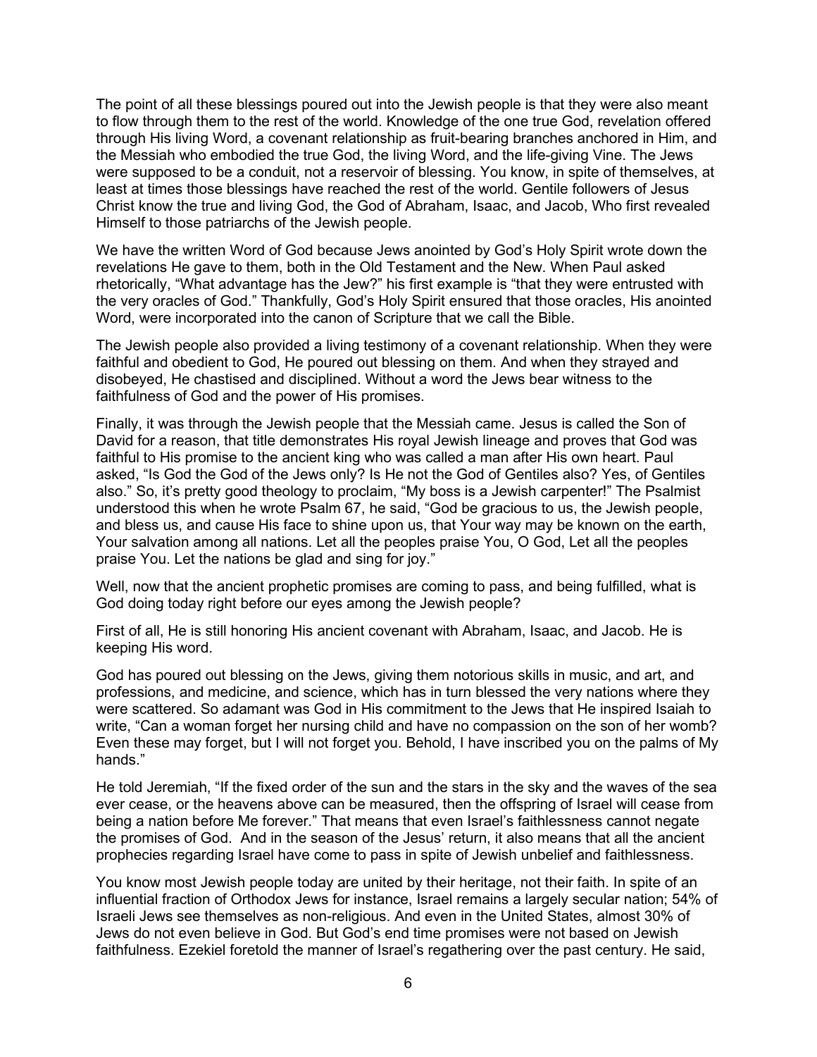The point of all these blessings poured out into the Jewish people is that they were also meant to flow through them to the rest of the world. Knowledge of the one true God, revelation offered through His living Word, a covenant relationship as fruit-bearing branches anchored in Him, and the Messiah who embodied the true God, the living Word, and the life-giving Vine. The Jews were supposed to be a conduit, not a reservoir of blessing. You know, in spite of themselves, at least at times those blessings have reached the rest of the world. Gentile followers of Jesus Christ know the true and living God, the God of Abraham, Isaac, and Jacob, Who first revealed Himself to those patriarchs of the Jewish people.

We have the written Word of God because Jews anointed by God's Holy Spirit wrote down the revelations He gave to them, both in the Old Testament and the New. When Paul asked rhetorically, "What advantage has the Jew?" his first example is "that they were entrusted with the very oracles of God." Thankfully, God's Holy Spirit ensured that those oracles, His anointed Word, were incorporated into the canon of Scripture that we call the Bible.

The Jewish people also provided a living testimony of a covenant relationship. When they were faithful and obedient to God, He poured out blessing on them. And when they strayed and disobeyed, He chastised and disciplined. Without a word the Jews bear witness to the faithfulness of God and the power of His promises.

Finally, it was through the Jewish people that the Messiah came. Jesus is called the Son of David for a reason, that title demonstrates His royal Jewish lineage and proves that God was faithful to His promise to the ancient king who was called a man after His own heart. Paul asked, "Is God the God of the Jews only? Is He not the God of Gentiles also? Yes, of Gentiles also." So, it's pretty good theology to proclaim, "My boss is a Jewish carpenter!" The Psalmist understood this when he wrote Psalm 67, he said, "God be gracious to us, the Jewish people, and bless us, and cause His face to shine upon us, that Your way may be known on the earth, Your salvation among all nations. Let all the peoples praise You, O God, Let all the peoples praise You. Let the nations be glad and sing for joy."

Well, now that the ancient prophetic promises are coming to pass, and being fulfilled, what is God doing today right before our eyes among the Jewish people?

First of all, He is still honoring His ancient covenant with Abraham, Isaac, and Jacob. He is keeping His word.

God has poured out blessing on the Jews, giving them notorious skills in music, and art, and professions, and medicine, and science, which has in turn blessed the very nations where they were scattered. So adamant was God in His commitment to the Jews that He inspired Isaiah to write, "Can a woman forget her nursing child and have no compassion on the son of her womb? Even these may forget, but I will not forget you. Behold, I have inscribed you on the palms of My hands."

He told Jeremiah, "If the fixed order of the sun and the stars in the sky and the waves of the sea ever cease, or the heavens above can be measured, then the offspring of Israel will cease from being a nation before Me forever." That means that even Israel's faithlessness cannot negate the promises of God. And in the season of the Jesus' return, it also means that all the ancient prophecies regarding Israel have come to pass in spite of Jewish unbelief and faithlessness.

You know most Jewish people today are united by their heritage, not their faith. In spite of an influential fraction of Orthodox Jews for instance, Israel remains a largely secular nation; 54% of Israeli Jews see themselves as non-religious. And even in the United States, almost 30% of Jews do not even believe in God. But God's end time promises were not based on Jewish faithfulness. Ezekiel foretold the manner of Israel's regathering over the past century. He said,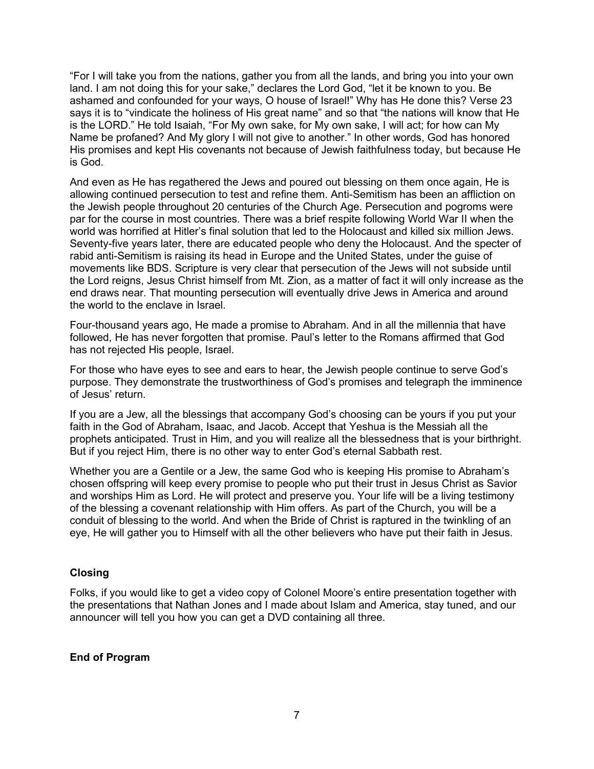"For I will take you from the nations, gather you from all the lands, and bring you into your own land. I am not doing this for your sake," declares the Lord God, "let it be known to you. Be ashamed and confounded for your ways, O house of Israel!" Why has He done this? Verse 23 says it is to "vindicate the holiness of His great name" and so that "the nations will know that He is the LORD." He told Isaiah, "For My own sake, for My own sake, I will act; for how can My Name be profaned? And My glory I will not give to another." In other words, God has honored His promises and kept His covenants not because of Jewish faithfulness today, but because He is God.

And even as He has regathered the Jews and poured out blessing on them once again, He is allowing continued persecution to test and refine them. Anti-Semitism has been an affliction on the Jewish people throughout 20 centuries of the Church Age. Persecution and pogroms were par for the course in most countries. There was a brief respite following World War II when the world was horrified at Hitler's final solution that led to the Holocaust and killed six million Jews. Seventy-five years later, there are educated people who deny the Holocaust. And the specter of rabid anti-Semitism is raising its head in Europe and the United States, under the guise of movements like BDS. Scripture is very clear that persecution of the Jews will not subside until the Lord reigns, Jesus Christ himself from Mt. Zion, as a matter of fact it will only increase as the end draws near. That mounting persecution will eventually drive Jews in America and around the world to the enclave in Israel.

Four-thousand years ago, He made a promise to Abraham. And in all the millennia that have followed, He has never forgotten that promise. Paul's letter to the Romans affirmed that God has not rejected His people, Israel.

For those who have eyes to see and ears to hear, the Jewish people continue to serve God's purpose. They demonstrate the trustworthiness of God's promises and telegraph the imminence of Jesus' return.

If you are a Jew, all the blessings that accompany God's choosing can be yours if you put your faith in the God of Abraham, Isaac, and Jacob. Accept that Yeshua is the Messiah all the prophets anticipated. Trust in Him, and you will realize all the blessedness that is your birthright. But if you reject Him, there is no other way to enter God's eternal Sabbath rest.

Whether you are a Gentile or a Jew, the same God who is keeping His promise to Abraham's chosen offspring will keep every promise to people who put their trust in Jesus Christ as Savior and worships Him as Lord. He will protect and preserve you. Your life will be a living testimony of the blessing a covenant relationship with Him offers. As part of the Church, you will be a conduit of blessing to the world. And when the Bride of Christ is raptured in the twinkling of an eye, He will gather you to Himself with all the other believers who have put their faith in Jesus.

**Closing**

Folks, if you would like to get a video copy of Colonel Moore's entire presentation together with the presentations that Nathan Jones and I made about Islam and America, stay tuned, and our announcer will tell you how you can get a DVD containing all three.

**End of Program**